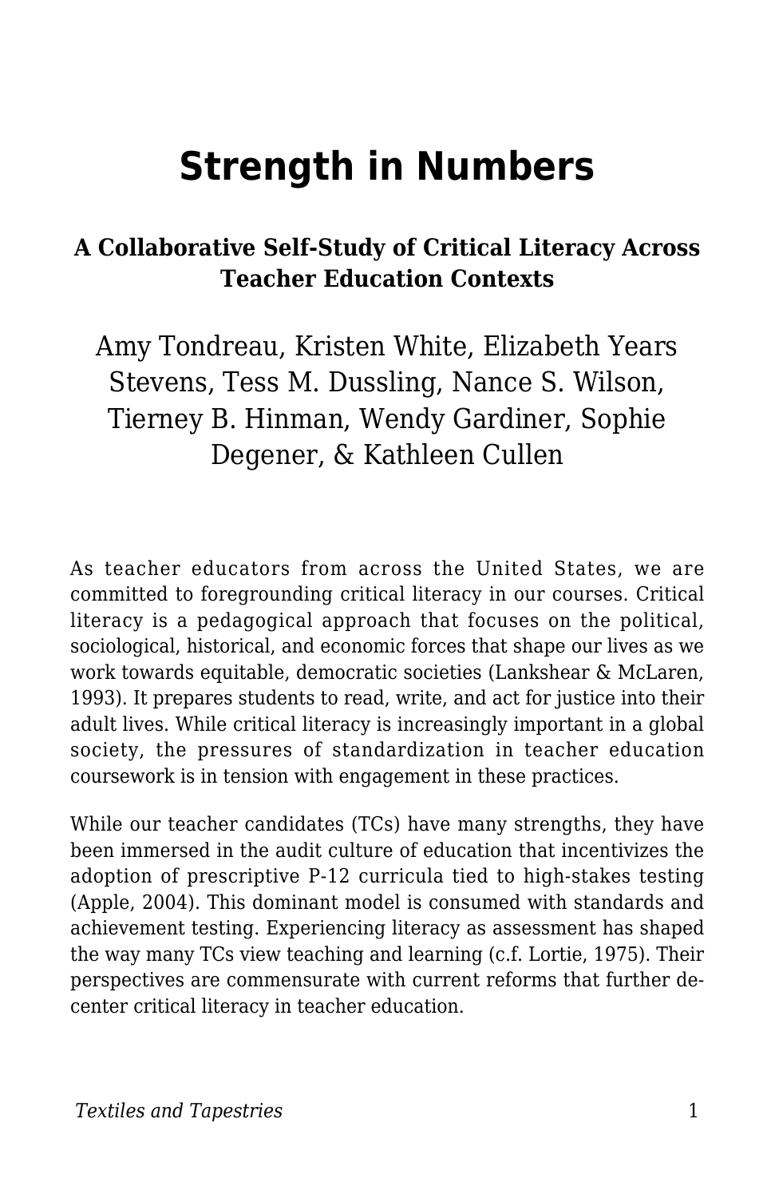# Strength in Numbers

### A Collaborative Self-Study of Critical Literacy Across Teacher Education Contexts

Amy Tondreau, Kristen White, Elizabeth Years Stevens, Tess M. Dussling, Nance S. Wilson, Tierney B. Hinman, Wendy Gardiner, Sophie Degener, & Kathleen Cullen

As teacher educators from across the United States, we are committed to foregrounding critical literacy in our courses. Critical literacy is a pedagogical approach that focuses on the political, sociological, historical, and economic forces that shape our lives as we work towards equitable, democratic societies (Lankshear & McLaren, 1993). It prepares students to read, write, and act for justice into their adult lives. While critical literacy is increasingly important in a global society, the pressures of standardization in teacher education coursework is in tension with engagement in these practices.

While our teacher candidates (TCs) have many strengths, they have been immersed in the audit culture of education that incentivizes the adoption of prescriptive P-12 curricula tied to high-stakes testing (Apple, 2004). This dominant model is consumed with standards and achievement testing. Experiencing literacy as assessment has shaped the way many TCs view teaching and learning (c.f. Lortie, 1975). Their perspectives are commensurate with current reforms that further de-center critical literacy in teacher education.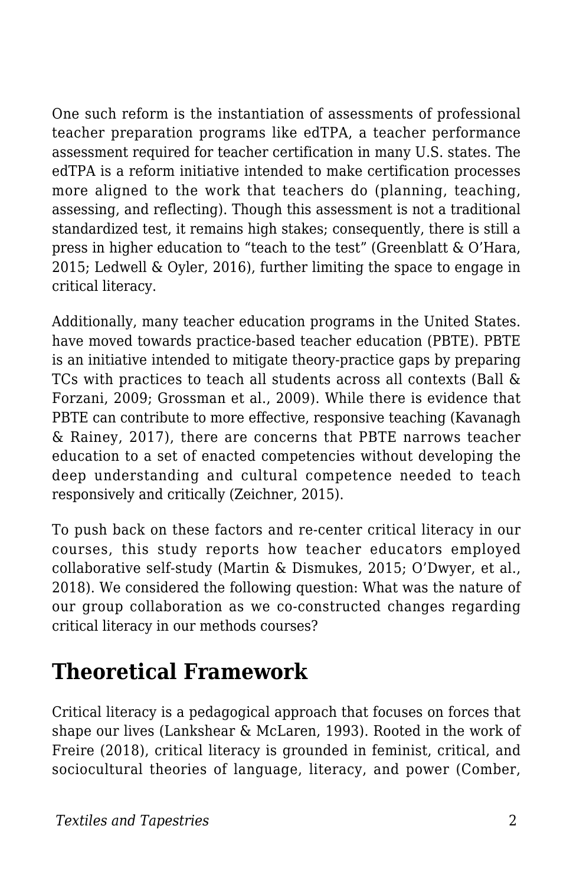One such reform is the instantiation of assessments of professional teacher preparation programs like edTPA, a teacher performance assessment required for teacher certification in many U.S. states. The edTPA is a reform initiative intended to make certification processes more aligned to the work that teachers do (planning, teaching, assessing, and reflecting). Though this assessment is not a traditional standardized test, it remains high stakes; consequently, there is still a press in higher education to "teach to the test" (Greenblatt & O'Hara, 2015; Ledwell & Oyler, 2016), further limiting the space to engage in critical literacy.

Additionally, many teacher education programs in the United States. have moved towards practice-based teacher education (PBTE). PBTE is an initiative intended to mitigate theory-practice gaps by preparing TCs with practices to teach all students across all contexts (Ball & Forzani, 2009; Grossman et al., 2009). While there is evidence that PBTE can contribute to more effective, responsive teaching (Kavanagh & Rainey, 2017), there are concerns that PBTE narrows teacher education to a set of enacted competencies without developing the deep understanding and cultural competence needed to teach responsively and critically (Zeichner, 2015).

To push back on these factors and re-center critical literacy in our courses, this study reports how teacher educators employed collaborative self-study (Martin & Dismukes, 2015; O'Dwyer, et al., 2018). We considered the following question: What was the nature of our group collaboration as we co-constructed changes regarding critical literacy in our methods courses?

## Theoretical Framework

Critical literacy is a pedagogical approach that focuses on forces that shape our lives (Lankshear & McLaren, 1993). Rooted in the work of Freire (2018), critical literacy is grounded in feminist, critical, and sociocultural theories of language, literacy, and power (Comber,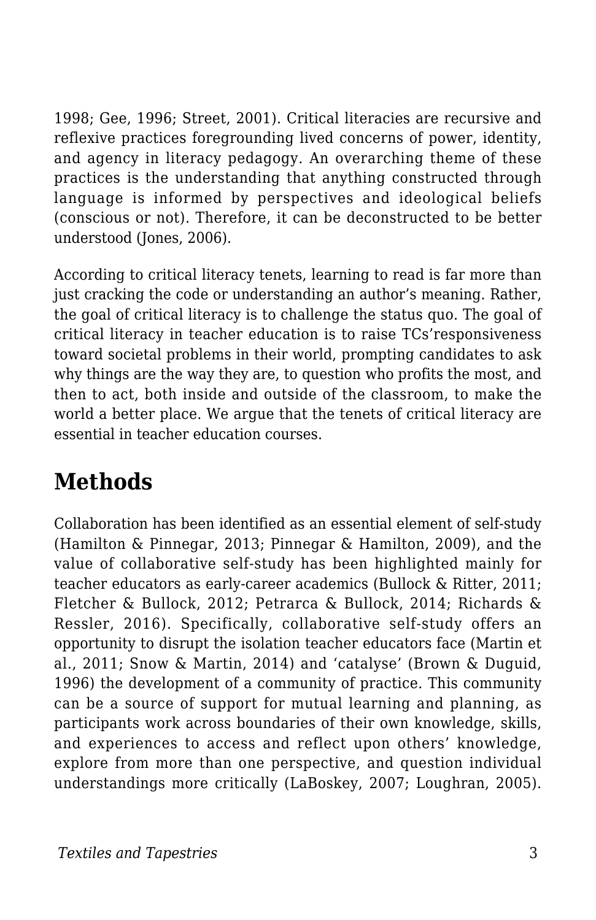1998; Gee, 1996; Street, 2001). Critical literacies are recursive and reflexive practices foregrounding lived concerns of power, identity, and agency in literacy pedagogy. An overarching theme of these practices is the understanding that anything constructed through language is informed by perspectives and ideological beliefs (conscious or not). Therefore, it can be deconstructed to be better understood (Jones, 2006).

According to critical literacy tenets, learning to read is far more than just cracking the code or understanding an author's meaning. Rather, the goal of critical literacy is to challenge the status quo. The goal of critical literacy in teacher education is to raise TCs'responsiveness toward societal problems in their world, prompting candidates to ask why things are the way they are, to question who profits the most, and then to act, both inside and outside of the classroom, to make the world a better place. We argue that the tenets of critical literacy are essential in teacher education courses.

## Methods

Collaboration has been identified as an essential element of self-study (Hamilton & Pinnegar, 2013; Pinnegar & Hamilton, 2009), and the value of collaborative self-study has been highlighted mainly for teacher educators as early-career academics (Bullock & Ritter, 2011; Fletcher & Bullock, 2012; Petrarca & Bullock, 2014; Richards & Ressler, 2016). Specifically, collaborative self-study offers an opportunity to disrupt the isolation teacher educators face (Martin et al., 2011; Snow & Martin, 2014) and 'catalyse' (Brown & Duguid, 1996) the development of a community of practice. This community can be a source of support for mutual learning and planning, as participants work across boundaries of their own knowledge, skills, and experiences to access and reflect upon others' knowledge, explore from more than one perspective, and question individual understandings more critically (LaBoskey, 2007; Loughran, 2005).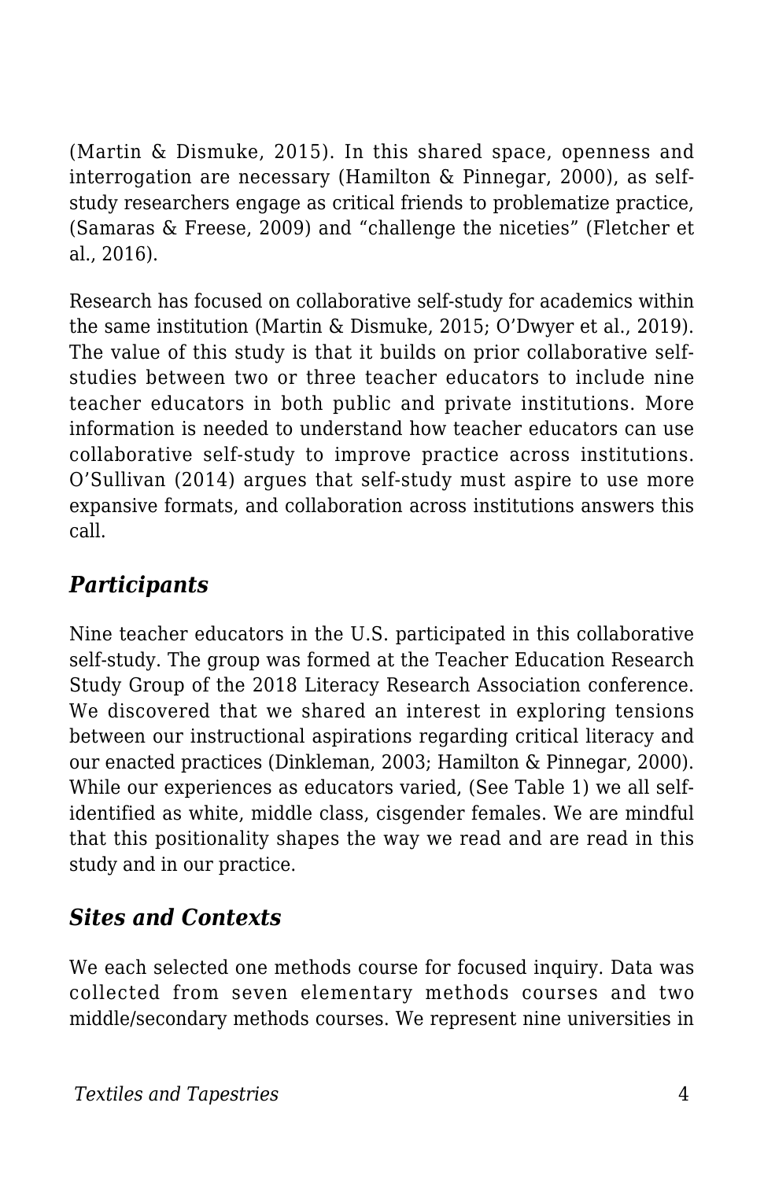(Martin & Dismuke, 2015). In this shared space, openness and interrogation are necessary (Hamilton & Pinnegar, 2000), as self-study researchers engage as critical friends to problematize practice, (Samaras & Freese, 2009) and "challenge the niceties" (Fletcher et al., 2016).

Research has focused on collaborative self-study for academics within the same institution (Martin & Dismuke, 2015; O'Dwyer et al., 2019). The value of this study is that it builds on prior collaborative self-studies between two or three teacher educators to include nine teacher educators in both public and private institutions. More information is needed to understand how teacher educators can use collaborative self-study to improve practice across institutions. O'Sullivan (2014) argues that self-study must aspire to use more expansive formats, and collaboration across institutions answers this call.

### *Participants*

Nine teacher educators in the U.S. participated in this collaborative self-study. The group was formed at the Teacher Education Research Study Group of the 2018 Literacy Research Association conference. We discovered that we shared an interest in exploring tensions between our instructional aspirations regarding critical literacy and our enacted practices (Dinkleman, 2003; Hamilton & Pinnegar, 2000). While our experiences as educators varied, (See Table 1) we all self-identified as white, middle class, cisgender females. We are mindful that this positionality shapes the way we read and are read in this study and in our practice.

### *Sites and Contexts*

We each selected one methods course for focused inquiry. Data was collected from seven elementary methods courses and two middle/secondary methods courses. We represent nine universities in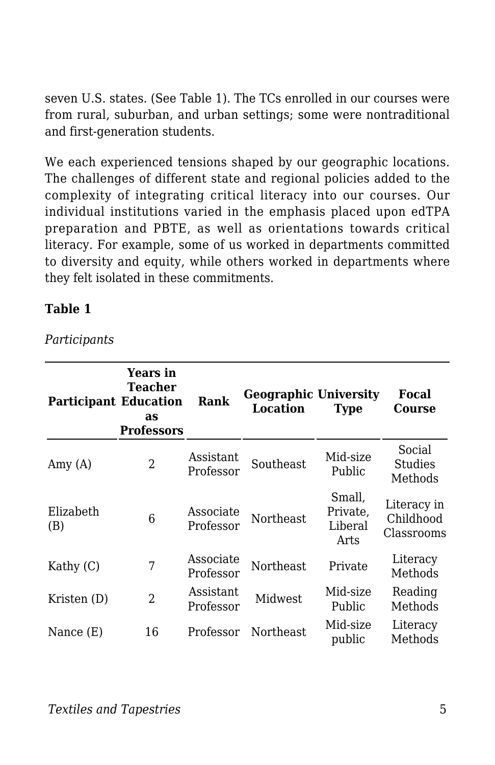seven U.S. states. (See Table 1). The TCs enrolled in our courses were from rural, suburban, and urban settings; some were nontraditional and first-generation students.

We each experienced tensions shaped by our geographic locations. The challenges of different state and regional policies added to the complexity of integrating critical literacy into our courses. Our individual institutions varied in the emphasis placed upon edTPA preparation and PBTE, as well as orientations towards critical literacy. For example, some of us worked in departments committed to diversity and equity, while others worked in departments where they felt isolated in these commitments.

**Table 1**

*Participants*

| Participant | Years in Teacher Education as Professors | Rank | Geographic Location | University Type | Focal Course |
|---|---|---|---|---|---|
| Amy (A) | 2 | Assistant Professor | Southeast | Mid-size Public | Social Studies Methods |
| Elizabeth (B) | 6 | Associate Professor | Northeast | Small, Private, Liberal Arts | Literacy in Childhood Classrooms |
| Kathy (C) | 7 | Associate Professor | Northeast | Private | Literacy Methods |
| Kristen (D) | 2 | Assistant Professor | Midwest | Mid-size Public | Reading Methods |
| Nance (E) | 16 | Professor | Northeast | Mid-size public | Literacy Methods |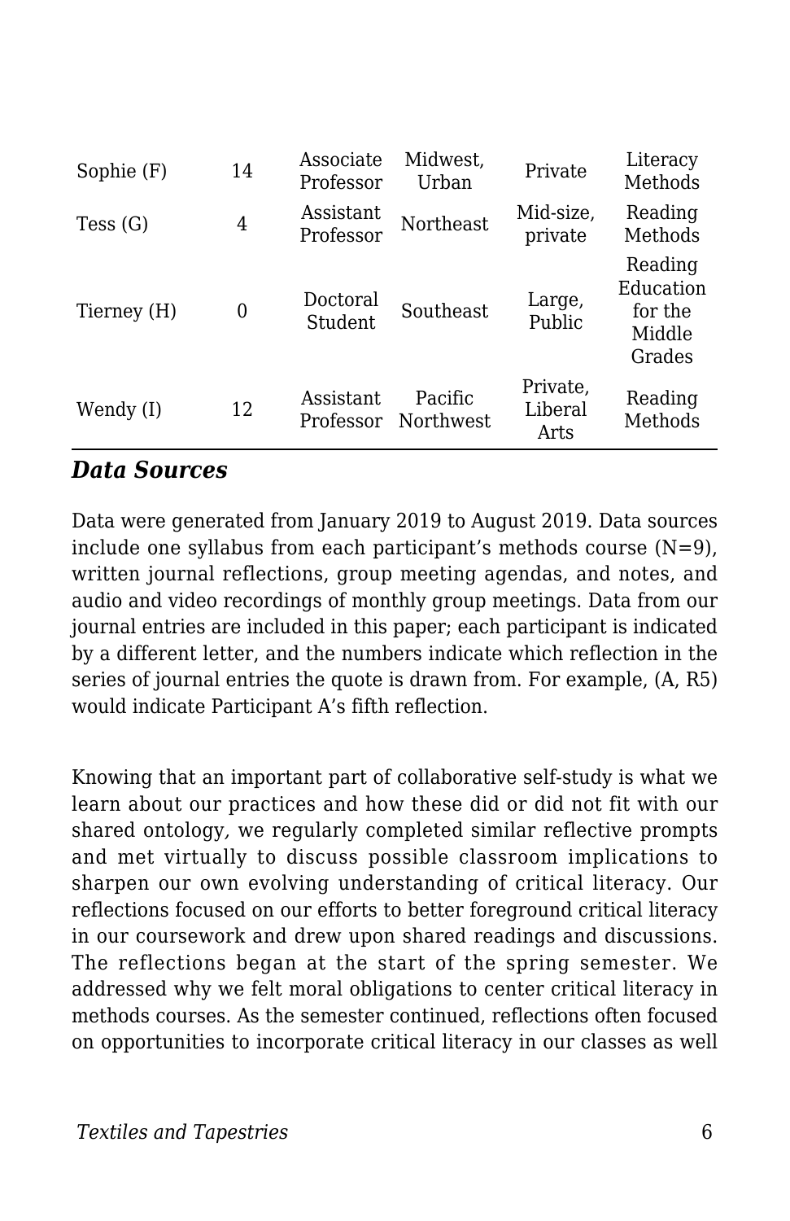| | | | | | |
|---|---|---|---|---|---|
| Sophie (F) | 14 | Associate Professor | Midwest, Urban | Private | Literacy Methods |
| Tess (G) | 4 | Assistant Professor | Northeast | Mid-size, private | Reading Methods |
| Tierney (H) | 0 | Doctoral Student | Southeast | Large, Public | Reading Education for the Middle Grades |
| Wendy (I) | 12 | Assistant Professor | Pacific Northwest | Private, Liberal Arts | Reading Methods |

### *Data Sources*

Data were generated from January 2019 to August 2019. Data sources include one syllabus from each participant's methods course (N=9), written journal reflections, group meeting agendas, and notes, and audio and video recordings of monthly group meetings. Data from our journal entries are included in this paper; each participant is indicated by a different letter, and the numbers indicate which reflection in the series of journal entries the quote is drawn from. For example, (A, R5) would indicate Participant A's fifth reflection.

Knowing that an important part of collaborative self-study is what we learn about our practices and how these did or did not fit with our shared ontology, we regularly completed similar reflective prompts and met virtually to discuss possible classroom implications to sharpen our own evolving understanding of critical literacy. Our reflections focused on our efforts to better foreground critical literacy in our coursework and drew upon shared readings and discussions. The reflections began at the start of the spring semester. We addressed why we felt moral obligations to center critical literacy in methods courses. As the semester continued, reflections often focused on opportunities to incorporate critical literacy in our classes as well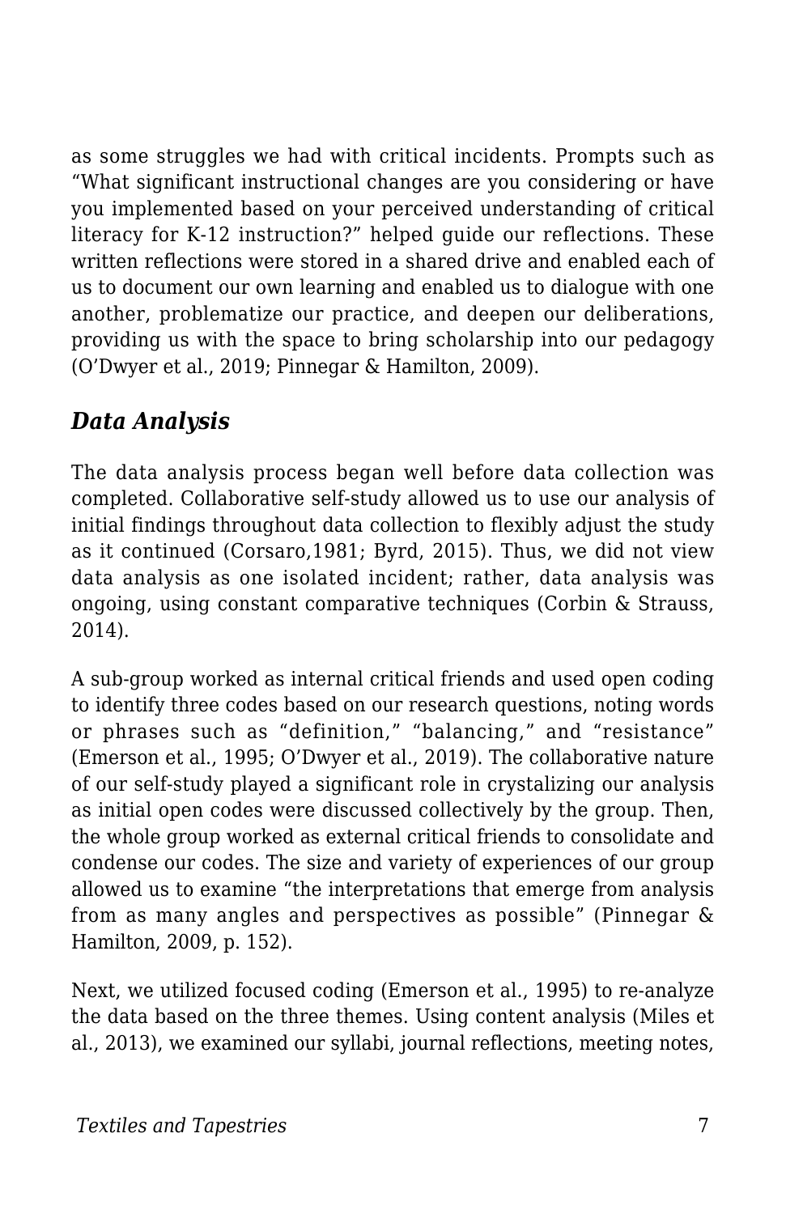as some struggles we had with critical incidents. Prompts such as "What significant instructional changes are you considering or have you implemented based on your perceived understanding of critical literacy for K-12 instruction?" helped guide our reflections. These written reflections were stored in a shared drive and enabled each of us to document our own learning and enabled us to dialogue with one another, problematize our practice, and deepen our deliberations, providing us with the space to bring scholarship into our pedagogy (O'Dwyer et al., 2019; Pinnegar & Hamilton, 2009).

### *Data Analysis*

The data analysis process began well before data collection was completed. Collaborative self-study allowed us to use our analysis of initial findings throughout data collection to flexibly adjust the study as it continued (Corsaro,1981; Byrd, 2015). Thus, we did not view data analysis as one isolated incident; rather, data analysis was ongoing, using constant comparative techniques (Corbin & Strauss, 2014).

A sub-group worked as internal critical friends and used open coding to identify three codes based on our research questions, noting words or phrases such as "definition," "balancing," and "resistance" (Emerson et al., 1995; O'Dwyer et al., 2019). The collaborative nature of our self-study played a significant role in crystalizing our analysis as initial open codes were discussed collectively by the group. Then, the whole group worked as external critical friends to consolidate and condense our codes. The size and variety of experiences of our group allowed us to examine "the interpretations that emerge from analysis from as many angles and perspectives as possible" (Pinnegar & Hamilton, 2009, p. 152).

Next, we utilized focused coding (Emerson et al., 1995) to re-analyze the data based on the three themes. Using content analysis (Miles et al., 2013), we examined our syllabi, journal reflections, meeting notes,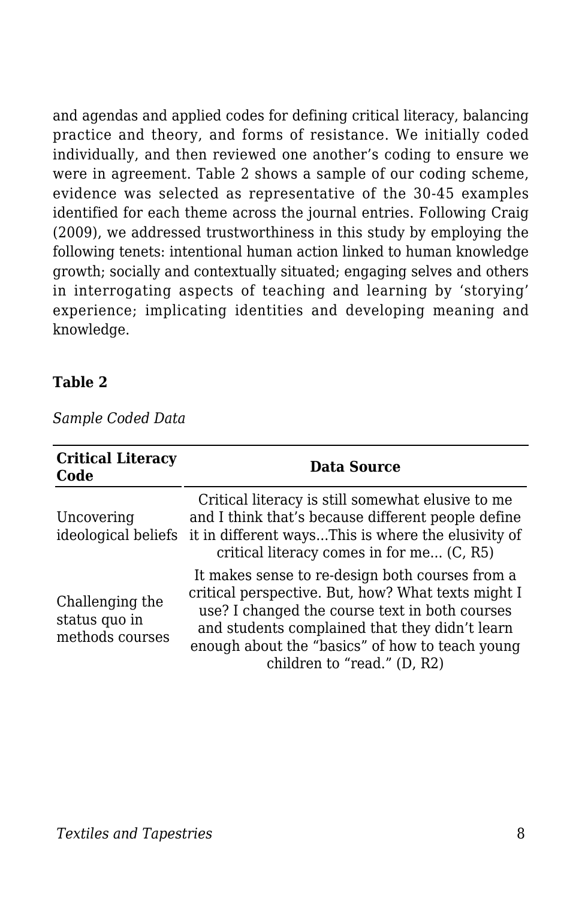and agendas and applied codes for defining critical literacy, balancing practice and theory, and forms of resistance. We initially coded individually, and then reviewed one another's coding to ensure we were in agreement. Table 2 shows a sample of our coding scheme, evidence was selected as representative of the 30-45 examples identified for each theme across the journal entries. Following Craig (2009), we addressed trustworthiness in this study by employing the following tenets: intentional human action linked to human knowledge growth; socially and contextually situated; engaging selves and others in interrogating aspects of teaching and learning by 'storying' experience; implicating identities and developing meaning and knowledge.

**Table 2**

*Sample Coded Data*

| Critical Literacy Code | Data Source |
|---|---|
| Uncovering ideological beliefs | Critical literacy is still somewhat elusive to me and I think that's because different people define it in different ways...This is where the elusivity of critical literacy comes in for me... (C, R5) |
| Challenging the status quo in methods courses | It makes sense to re-design both courses from a critical perspective. But, how? What texts might I use? I changed the course text in both courses and students complained that they didn't learn enough about the "basics" of how to teach young children to "read." (D, R2) |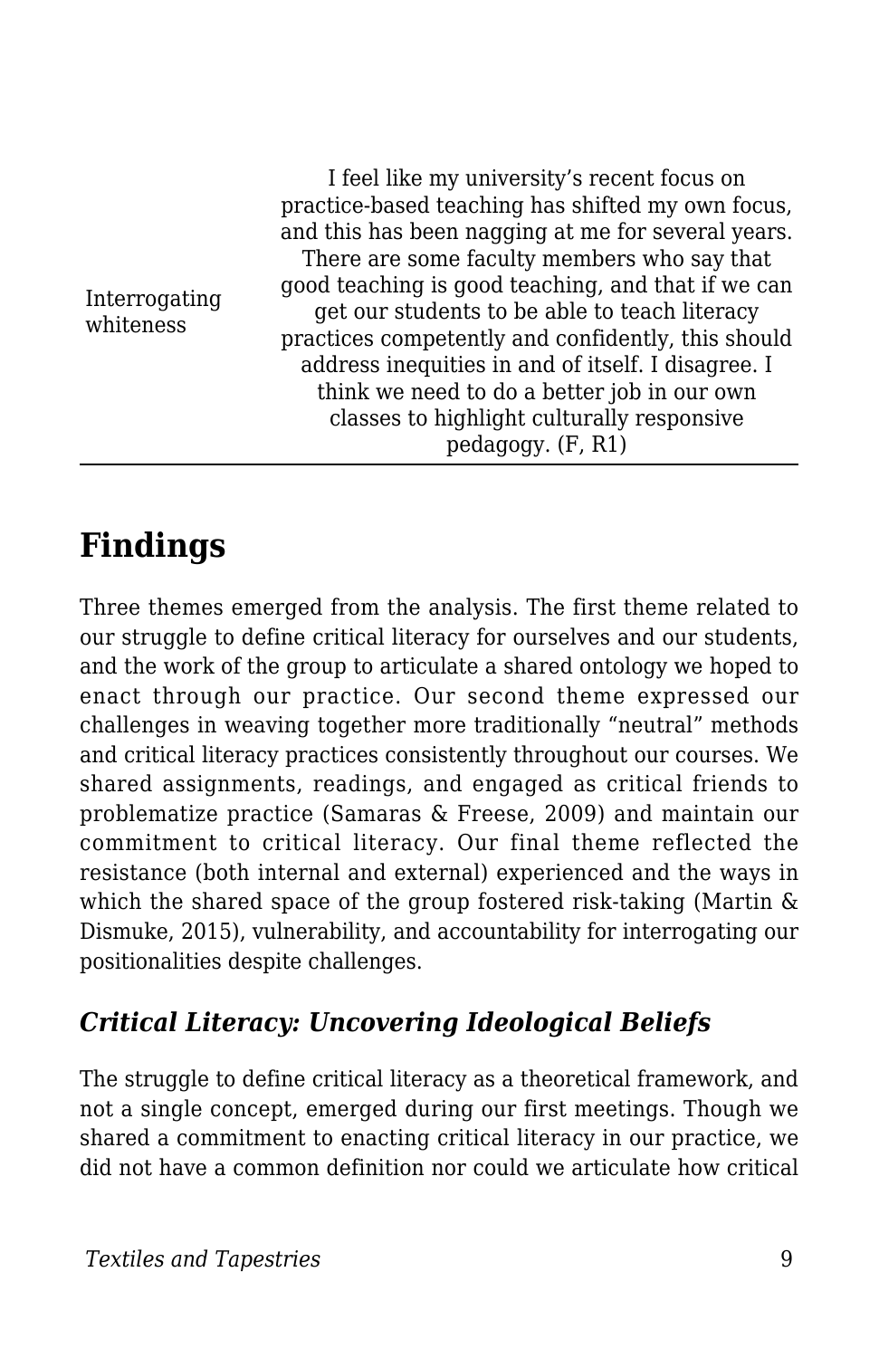| | |
|---|---|
| Interrogating whiteness | I feel like my university's recent focus on practice-based teaching has shifted my own focus, and this has been nagging at me for several years. There are some faculty members who say that good teaching is good teaching, and that if we can get our students to be able to teach literacy practices competently and confidently, this should address inequities in and of itself. I disagree. I think we need to do a better job in our own classes to highlight culturally responsive pedagogy. (F, R1) |

## Findings

Three themes emerged from the analysis. The first theme related to our struggle to define critical literacy for ourselves and our students, and the work of the group to articulate a shared ontology we hoped to enact through our practice. Our second theme expressed our challenges in weaving together more traditionally "neutral" methods and critical literacy practices consistently throughout our courses. We shared assignments, readings, and engaged as critical friends to problematize practice (Samaras & Freese, 2009) and maintain our commitment to critical literacy. Our final theme reflected the resistance (both internal and external) experienced and the ways in which the shared space of the group fostered risk-taking (Martin & Dismuke, 2015), vulnerability, and accountability for interrogating our positionalities despite challenges.

### *Critical Literacy: Uncovering Ideological Beliefs*

The struggle to define critical literacy as a theoretical framework, and not a single concept, emerged during our first meetings. Though we shared a commitment to enacting critical literacy in our practice, we did not have a common definition nor could we articulate how critical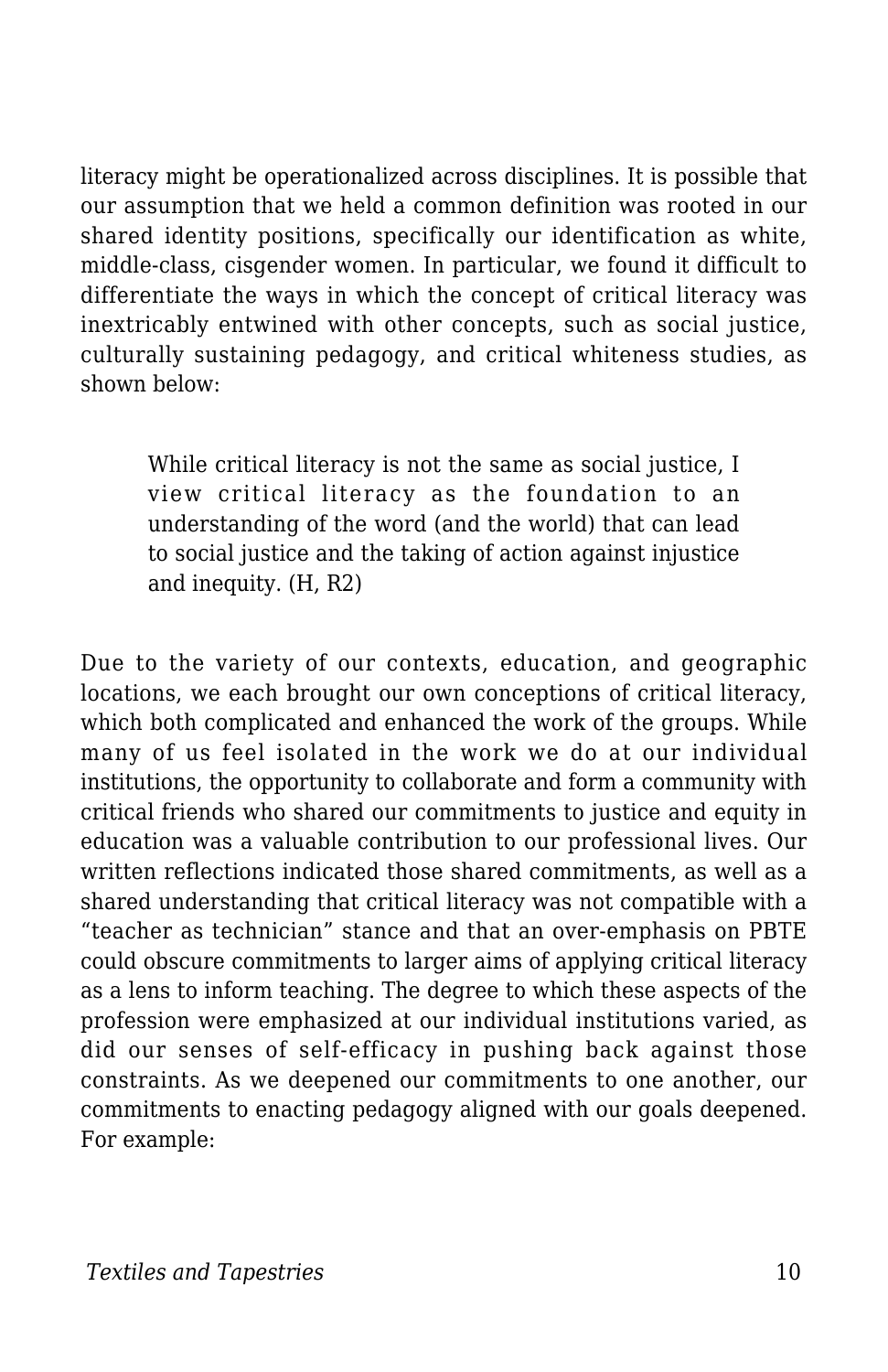literacy might be operationalized across disciplines. It is possible that our assumption that we held a common definition was rooted in our shared identity positions, specifically our identification as white, middle-class, cisgender women. In particular, we found it difficult to differentiate the ways in which the concept of critical literacy was inextricably entwined with other concepts, such as social justice, culturally sustaining pedagogy, and critical whiteness studies, as shown below:

> While critical literacy is not the same as social justice, I view critical literacy as the foundation to an understanding of the word (and the world) that can lead to social justice and the taking of action against injustice and inequity. (H, R2)

Due to the variety of our contexts, education, and geographic locations, we each brought our own conceptions of critical literacy, which both complicated and enhanced the work of the groups. While many of us feel isolated in the work we do at our individual institutions, the opportunity to collaborate and form a community with critical friends who shared our commitments to justice and equity in education was a valuable contribution to our professional lives. Our written reflections indicated those shared commitments, as well as a shared understanding that critical literacy was not compatible with a "teacher as technician" stance and that an over-emphasis on PBTE could obscure commitments to larger aims of applying critical literacy as a lens to inform teaching. The degree to which these aspects of the profession were emphasized at our individual institutions varied, as did our senses of self-efficacy in pushing back against those constraints. As we deepened our commitments to one another, our commitments to enacting pedagogy aligned with our goals deepened. For example: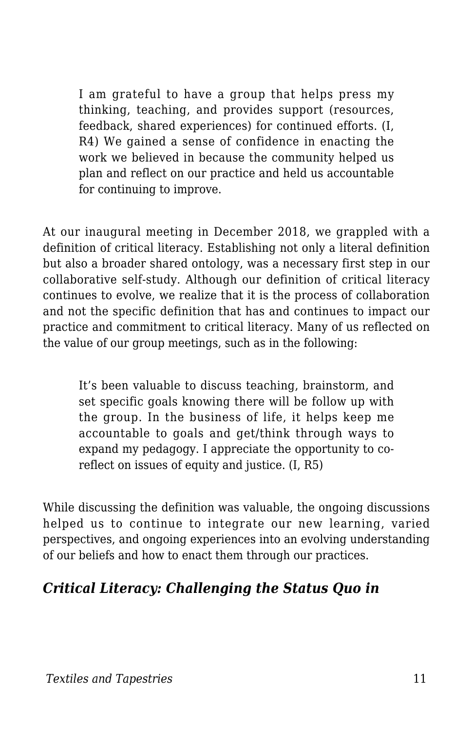> I am grateful to have a group that helps press my thinking, teaching, and provides support (resources, feedback, shared experiences) for continued efforts. (I, R4) We gained a sense of confidence in enacting the work we believed in because the community helped us plan and reflect on our practice and held us accountable for continuing to improve.

At our inaugural meeting in December 2018, we grappled with a definition of critical literacy. Establishing not only a literal definition but also a broader shared ontology, was a necessary first step in our collaborative self-study. Although our definition of critical literacy continues to evolve, we realize that it is the process of collaboration and not the specific definition that has and continues to impact our practice and commitment to critical literacy. Many of us reflected on the value of our group meetings, such as in the following:

> It's been valuable to discuss teaching, brainstorm, and set specific goals knowing there will be follow up with the group. In the business of life, it helps keep me accountable to goals and get/think through ways to expand my pedagogy. I appreciate the opportunity to co-reflect on issues of equity and justice. (I, R5)

While discussing the definition was valuable, the ongoing discussions helped us to continue to integrate our new learning, varied perspectives, and ongoing experiences into an evolving understanding of our beliefs and how to enact them through our practices.

### *Critical Literacy: Challenging the Status Quo in*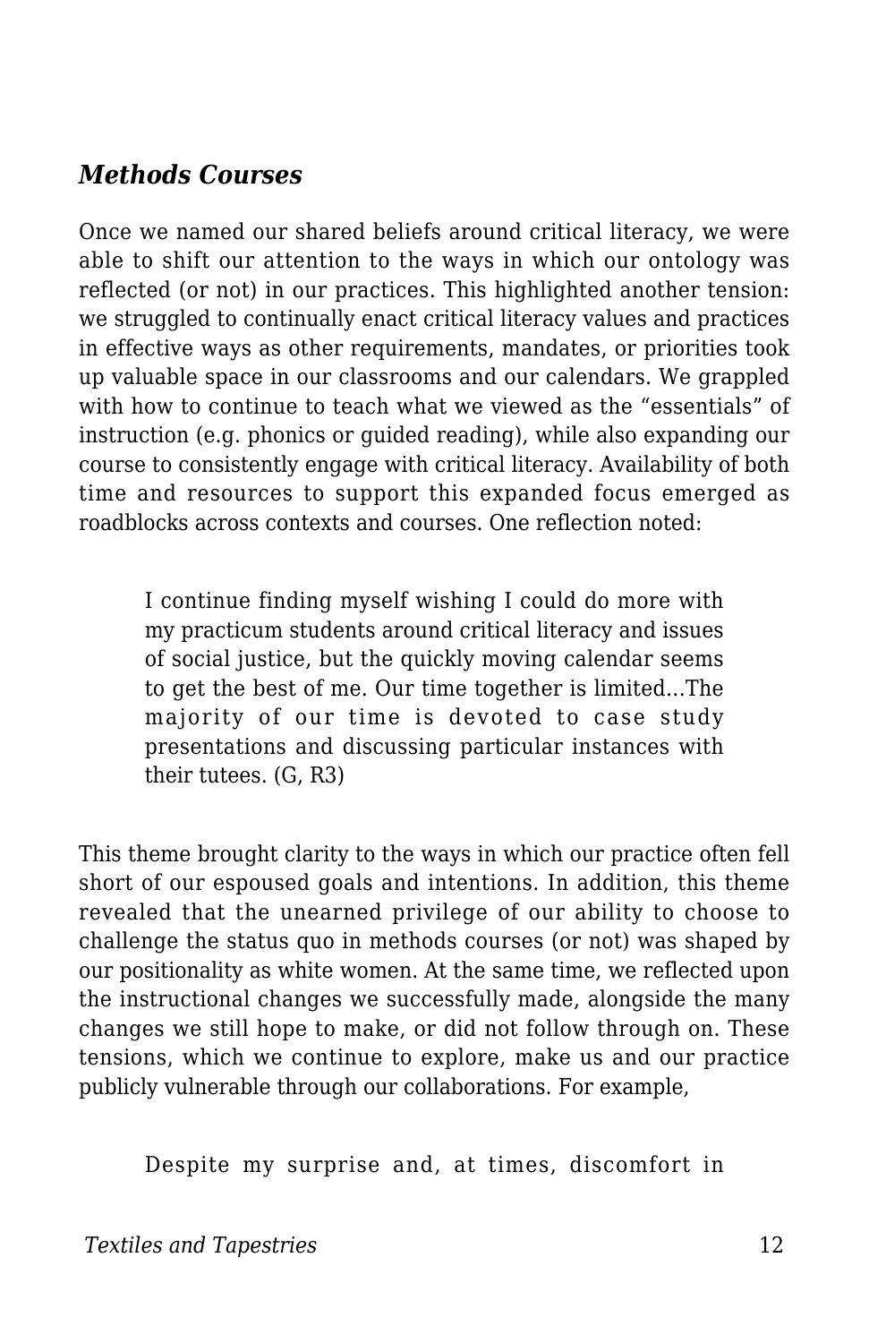### *Methods Courses*

Once we named our shared beliefs around critical literacy, we were able to shift our attention to the ways in which our ontology was reflected (or not) in our practices. This highlighted another tension: we struggled to continually enact critical literacy values and practices in effective ways as other requirements, mandates, or priorities took up valuable space in our classrooms and our calendars. We grappled with how to continue to teach what we viewed as the "essentials" of instruction (e.g. phonics or guided reading), while also expanding our course to consistently engage with critical literacy. Availability of both time and resources to support this expanded focus emerged as roadblocks across contexts and courses. One reflection noted:

> I continue finding myself wishing I could do more with my practicum students around critical literacy and issues of social justice, but the quickly moving calendar seems to get the best of me. Our time together is limited…The majority of our time is devoted to case study presentations and discussing particular instances with their tutees. (G, R3)

This theme brought clarity to the ways in which our practice often fell short of our espoused goals and intentions. In addition, this theme revealed that the unearned privilege of our ability to choose to challenge the status quo in methods courses (or not) was shaped by our positionality as white women. At the same time, we reflected upon the instructional changes we successfully made, alongside the many changes we still hope to make, or did not follow through on. These tensions, which we continue to explore, make us and our practice publicly vulnerable through our collaborations. For example,

> Despite my surprise and, at times, discomfort in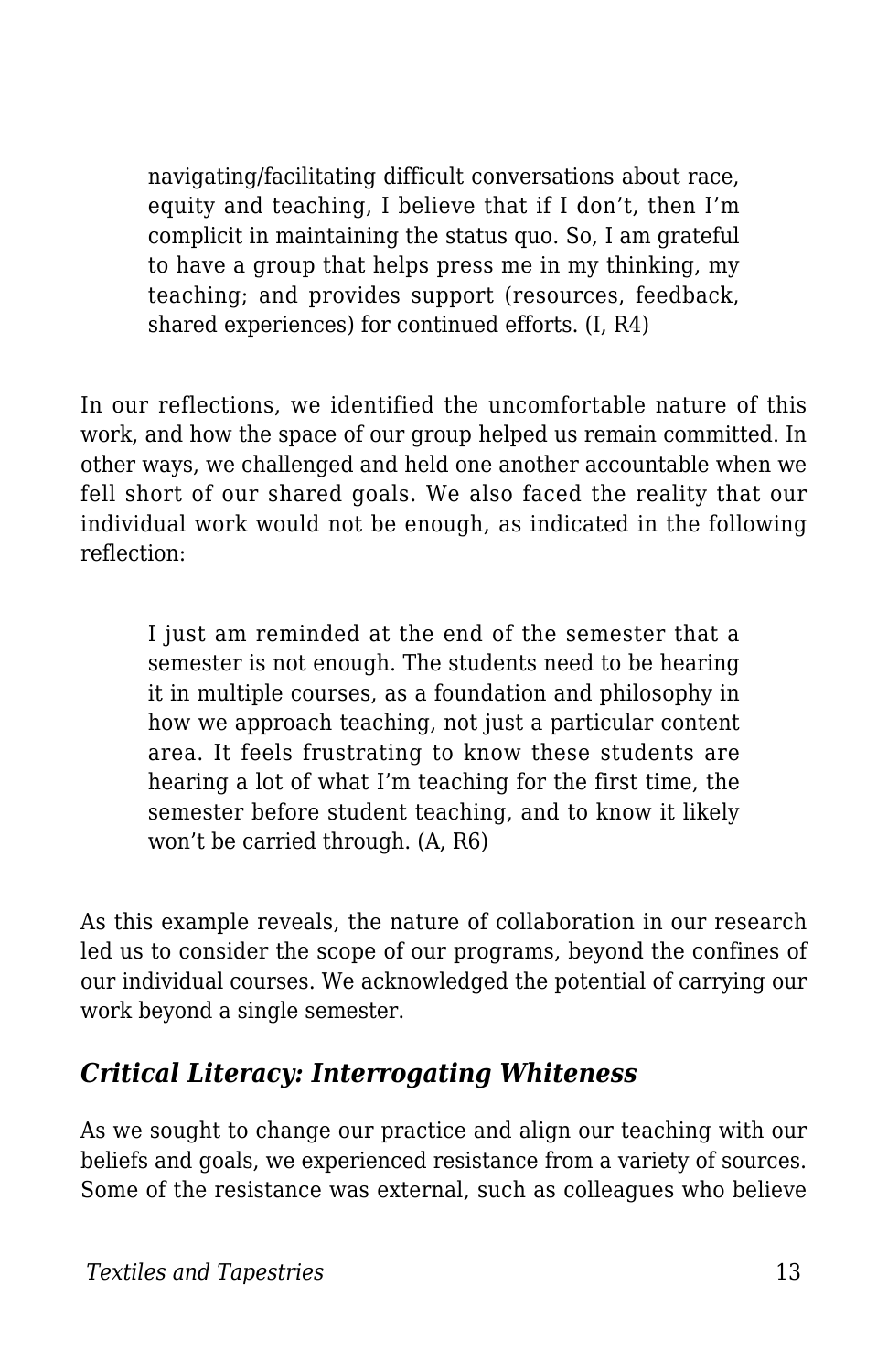> navigating/facilitating difficult conversations about race, equity and teaching, I believe that if I don't, then I'm complicit in maintaining the status quo. So, I am grateful to have a group that helps press me in my thinking, my teaching; and provides support (resources, feedback, shared experiences) for continued efforts. (I, R4)

In our reflections, we identified the uncomfortable nature of this work, and how the space of our group helped us remain committed. In other ways, we challenged and held one another accountable when we fell short of our shared goals. We also faced the reality that our individual work would not be enough, as indicated in the following reflection:

> I just am reminded at the end of the semester that a semester is not enough. The students need to be hearing it in multiple courses, as a foundation and philosophy in how we approach teaching, not just a particular content area. It feels frustrating to know these students are hearing a lot of what I'm teaching for the first time, the semester before student teaching, and to know it likely won't be carried through. (A, R6)

As this example reveals, the nature of collaboration in our research led us to consider the scope of our programs, beyond the confines of our individual courses. We acknowledged the potential of carrying our work beyond a single semester.

### *Critical Literacy: Interrogating Whiteness*

As we sought to change our practice and align our teaching with our beliefs and goals, we experienced resistance from a variety of sources. Some of the resistance was external, such as colleagues who believe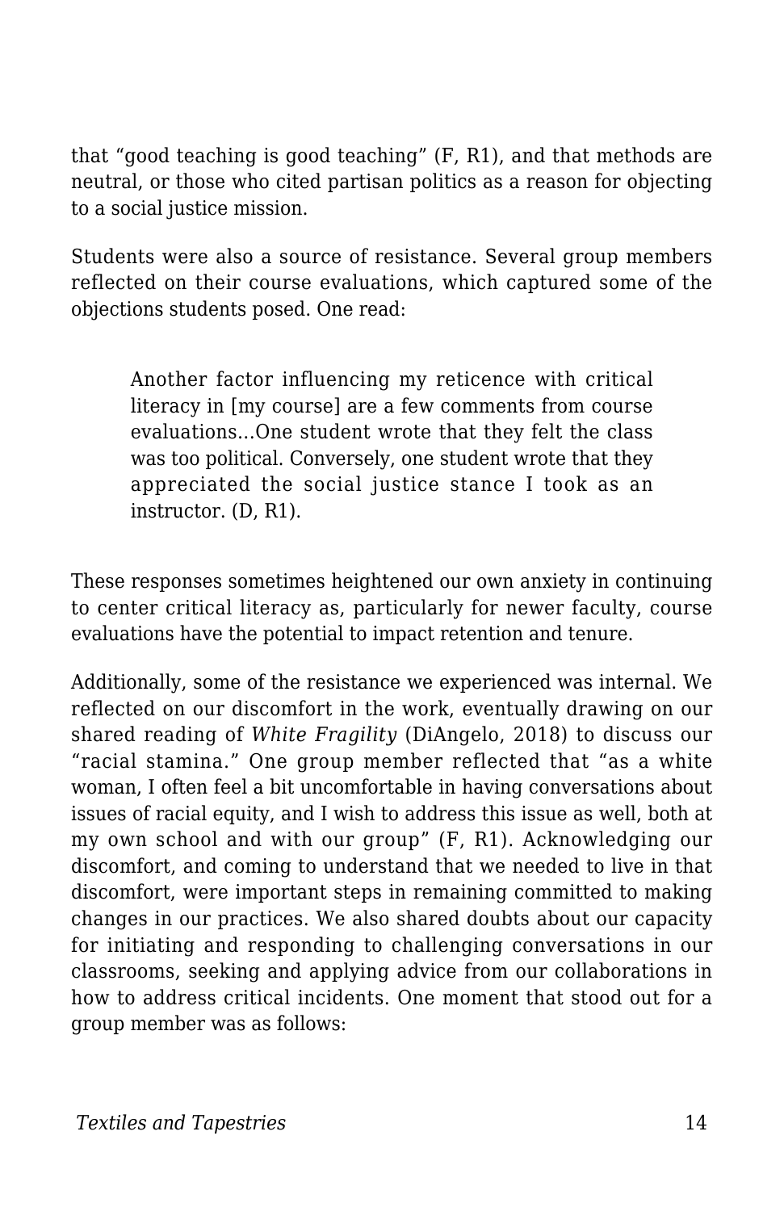that “good teaching is good teaching” (F, R1), and that methods are neutral, or those who cited partisan politics as a reason for objecting to a social justice mission.

Students were also a source of resistance. Several group members reflected on their course evaluations, which captured some of the objections students posed. One read:

> Another factor influencing my reticence with critical literacy in [my course] are a few comments from course evaluations...One student wrote that they felt the class was too political. Conversely, one student wrote that they appreciated the social justice stance I took as an instructor. (D, R1).

These responses sometimes heightened our own anxiety in continuing to center critical literacy as, particularly for newer faculty, course evaluations have the potential to impact retention and tenure.

Additionally, some of the resistance we experienced was internal. We reflected on our discomfort in the work, eventually drawing on our shared reading of *White Fragility* (DiAngelo, 2018) to discuss our “racial stamina.” One group member reflected that “as a white woman, I often feel a bit uncomfortable in having conversations about issues of racial equity, and I wish to address this issue as well, both at my own school and with our group” (F, R1). Acknowledging our discomfort, and coming to understand that we needed to live in that discomfort, were important steps in remaining committed to making changes in our practices. We also shared doubts about our capacity for initiating and responding to challenging conversations in our classrooms, seeking and applying advice from our collaborations in how to address critical incidents. One moment that stood out for a group member was as follows: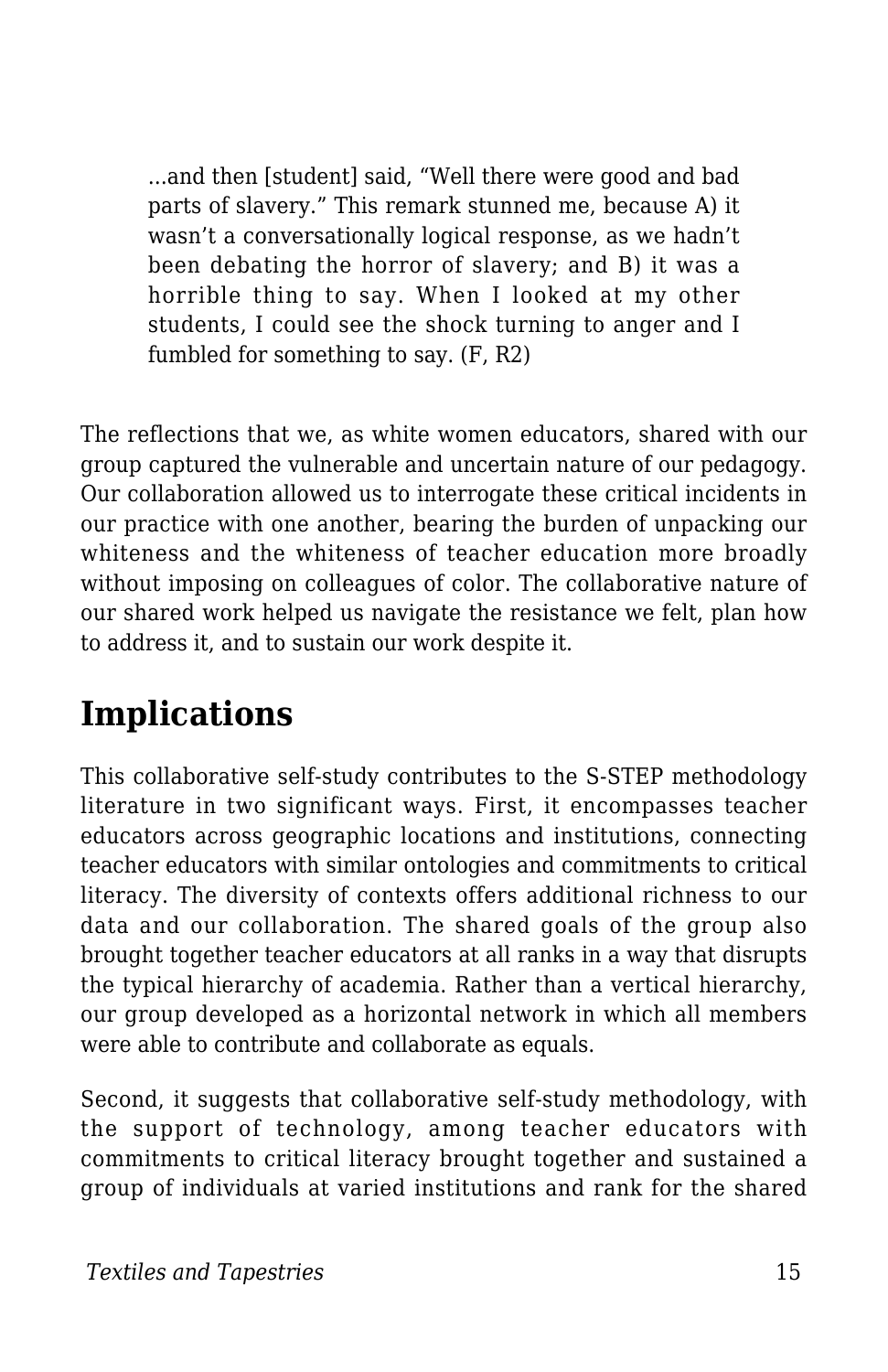> ...and then [student] said, “Well there were good and bad parts of slavery.” This remark stunned me, because A) it wasn’t a conversationally logical response, as we hadn’t been debating the horror of slavery; and B) it was a horrible thing to say. When I looked at my other students, I could see the shock turning to anger and I fumbled for something to say. (F, R2)

The reflections that we, as white women educators, shared with our group captured the vulnerable and uncertain nature of our pedagogy. Our collaboration allowed us to interrogate these critical incidents in our practice with one another, bearing the burden of unpacking our whiteness and the whiteness of teacher education more broadly without imposing on colleagues of color. The collaborative nature of our shared work helped us navigate the resistance we felt, plan how to address it, and to sustain our work despite it.

## Implications

This collaborative self-study contributes to the S-STEP methodology literature in two significant ways. First, it encompasses teacher educators across geographic locations and institutions, connecting teacher educators with similar ontologies and commitments to critical literacy. The diversity of contexts offers additional richness to our data and our collaboration. The shared goals of the group also brought together teacher educators at all ranks in a way that disrupts the typical hierarchy of academia. Rather than a vertical hierarchy, our group developed as a horizontal network in which all members were able to contribute and collaborate as equals.

Second, it suggests that collaborative self-study methodology, with the support of technology, among teacher educators with commitments to critical literacy brought together and sustained a group of individuals at varied institutions and rank for the shared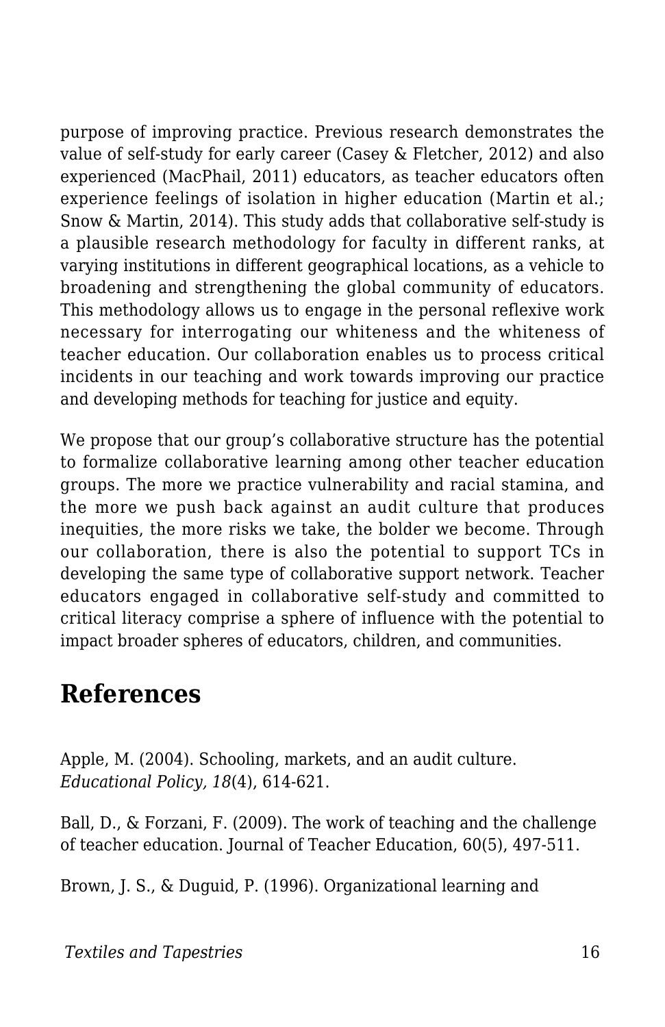purpose of improving practice. Previous research demonstrates the value of self-study for early career (Casey & Fletcher, 2012) and also experienced (MacPhail, 2011) educators, as teacher educators often experience feelings of isolation in higher education (Martin et al.; Snow & Martin, 2014). This study adds that collaborative self-study is a plausible research methodology for faculty in different ranks, at varying institutions in different geographical locations, as a vehicle to broadening and strengthening the global community of educators. This methodology allows us to engage in the personal reflexive work necessary for interrogating our whiteness and the whiteness of teacher education. Our collaboration enables us to process critical incidents in our teaching and work towards improving our practice and developing methods for teaching for justice and equity.

We propose that our group's collaborative structure has the potential to formalize collaborative learning among other teacher education groups. The more we practice vulnerability and racial stamina, and the more we push back against an audit culture that produces inequities, the more risks we take, the bolder we become. Through our collaboration, there is also the potential to support TCs in developing the same type of collaborative support network. Teacher educators engaged in collaborative self-study and committed to critical literacy comprise a sphere of influence with the potential to impact broader spheres of educators, children, and communities.

## References

Apple, M. (2004). Schooling, markets, and an audit culture. *Educational Policy, 18*(4), 614-621.

Ball, D., & Forzani, F. (2009). The work of teaching and the challenge of teacher education. Journal of Teacher Education, 60(5), 497-511.

Brown, J. S., & Duguid, P. (1996). Organizational learning and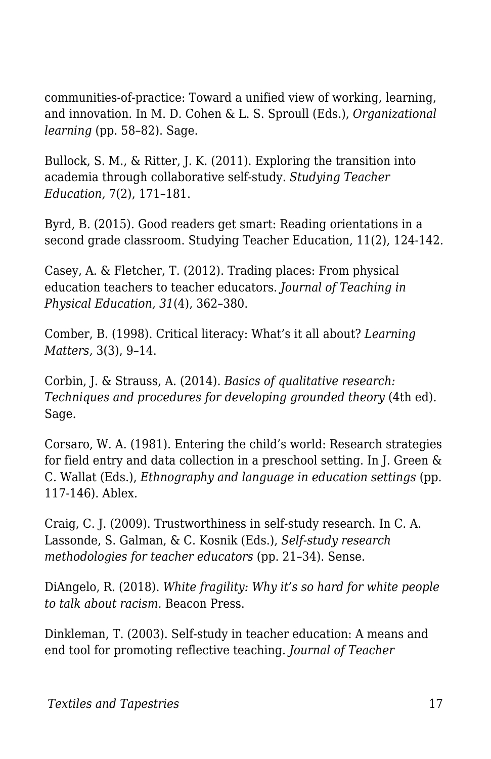communities-of-practice: Toward a unified view of working, learning, and innovation. In M. D. Cohen & L. S. Sproull (Eds.), *Organizational learning* (pp. 58–82). Sage.

Bullock, S. M., & Ritter, J. K. (2011). Exploring the transition into academia through collaborative self-study. *Studying Teacher Education,* 7(2), 171–181.

Byrd, B. (2015). Good readers get smart: Reading orientations in a second grade classroom. Studying Teacher Education, 11(2), 124-142.

Casey, A. & Fletcher, T. (2012). Trading places: From physical education teachers to teacher educators. *Journal of Teaching in Physical Education, 31*(4), 362–380.

Comber, B. (1998). Critical literacy: What's it all about? *Learning Matters,* 3(3), 9–14.

Corbin, J. & Strauss, A. (2014). *Basics of qualitative research: Techniques and procedures for developing grounded theory* (4th ed). Sage.

Corsaro, W. A. (1981). Entering the child's world: Research strategies for field entry and data collection in a preschool setting. In J. Green & C. Wallat (Eds.), *Ethnography and language in education settings* (pp. 117-146). Ablex.

Craig, C. J. (2009). Trustworthiness in self-study research. In C. A. Lassonde, S. Galman, & C. Kosnik (Eds.), *Self-study research methodologies for teacher educators* (pp. 21–34). Sense.

DiAngelo, R. (2018). *White fragility: Why it's so hard for white people to talk about racism.* Beacon Press.

Dinkleman, T. (2003). Self-study in teacher education: A means and end tool for promoting reflective teaching. *Journal of Teacher*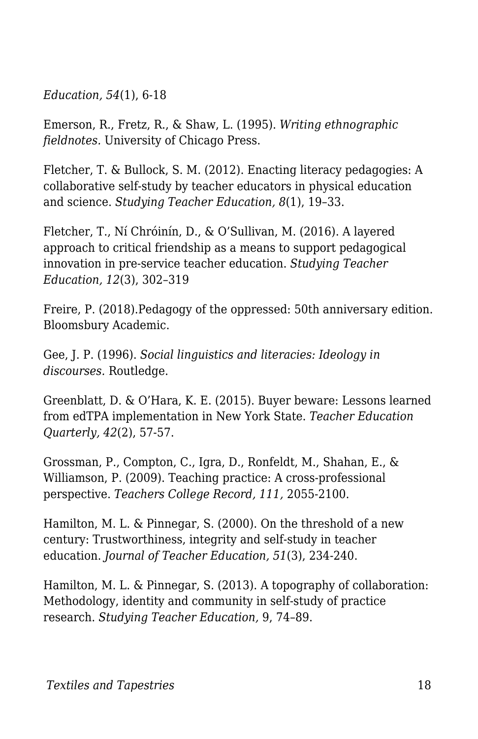*Education, 54*(1), 6-18

Emerson, R., Fretz, R., & Shaw, L. (1995). *Writing ethnographic fieldnotes.* University of Chicago Press.

Fletcher, T. & Bullock, S. M. (2012). Enacting literacy pedagogies: A collaborative self-study by teacher educators in physical education and science. *Studying Teacher Education, 8*(1), 19–33.

Fletcher, T., Ní Chróinín, D., & O'Sullivan, M. (2016). A layered approach to critical friendship as a means to support pedagogical innovation in pre-service teacher education. *Studying Teacher Education, 12*(3), 302–319

Freire, P. (2018).Pedagogy of the oppressed: 50th anniversary edition. Bloomsbury Academic.

Gee, J. P. (1996). *Social linguistics and literacies: Ideology in discourses.* Routledge.

Greenblatt, D. & O'Hara, K. E. (2015). Buyer beware: Lessons learned from edTPA implementation in New York State. *Teacher Education Quarterly, 42*(2), 57-57.

Grossman, P., Compton, C., Igra, D., Ronfeldt, M., Shahan, E., & Williamson, P. (2009). Teaching practice: A cross-professional perspective. *Teachers College Record, 111,* 2055-2100.

Hamilton, M. L. & Pinnegar, S. (2000). On the threshold of a new century: Trustworthiness, integrity and self-study in teacher education. *Journal of Teacher Education, 51*(3), 234-240.

Hamilton, M. L. & Pinnegar, S. (2013). A topography of collaboration: Methodology, identity and community in self-study of practice research. *Studying Teacher Education,* 9, 74–89.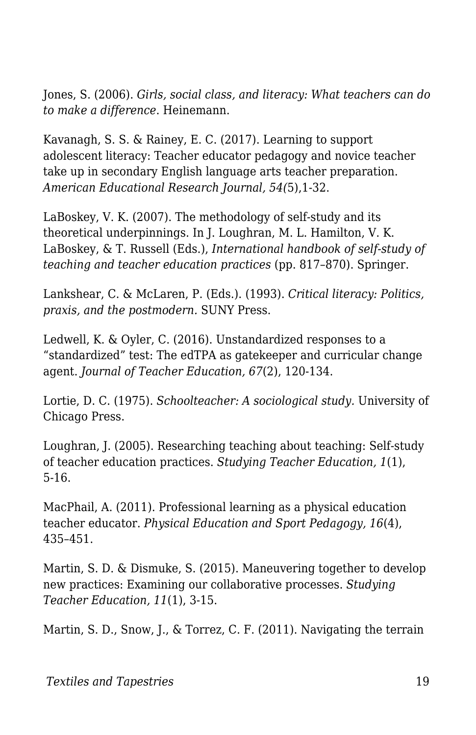Jones, S. (2006). *Girls, social class, and literacy: What teachers can do to make a difference*. Heinemann.

Kavanagh, S. S. & Rainey, E. C. (2017). Learning to support adolescent literacy: Teacher educator pedagogy and novice teacher take up in secondary English language arts teacher preparation. *American Educational Research Journal, 54(*5),1-32.

LaBoskey, V. K. (2007). The methodology of self-study and its theoretical underpinnings. In J. Loughran, M. L. Hamilton, V. K. LaBoskey, & T. Russell (Eds.), *International handbook of self-study of teaching and teacher education practices* (pp. 817–870). Springer.

Lankshear, C. & McLaren, P. (Eds.). (1993). *Critical literacy: Politics, praxis, and the postmodern.* SUNY Press.

Ledwell, K. & Oyler, C. (2016). Unstandardized responses to a "standardized" test: The edTPA as gatekeeper and curricular change agent. *Journal of Teacher Education, 67*(2), 120-134.

Lortie, D. C. (1975). *Schoolteacher: A sociological study.* University of Chicago Press.

Loughran, J. (2005). Researching teaching about teaching: Self-study of teacher education practices. *Studying Teacher Education, 1*(1), 5-16.

MacPhail, A. (2011). Professional learning as a physical education teacher educator. *Physical Education and Sport Pedagogy, 16*(4), 435–451.

Martin, S. D. & Dismuke, S. (2015). Maneuvering together to develop new practices: Examining our collaborative processes. *Studying Teacher Education, 11*(1), 3-15.

Martin, S. D., Snow, J., & Torrez, C. F. (2011). Navigating the terrain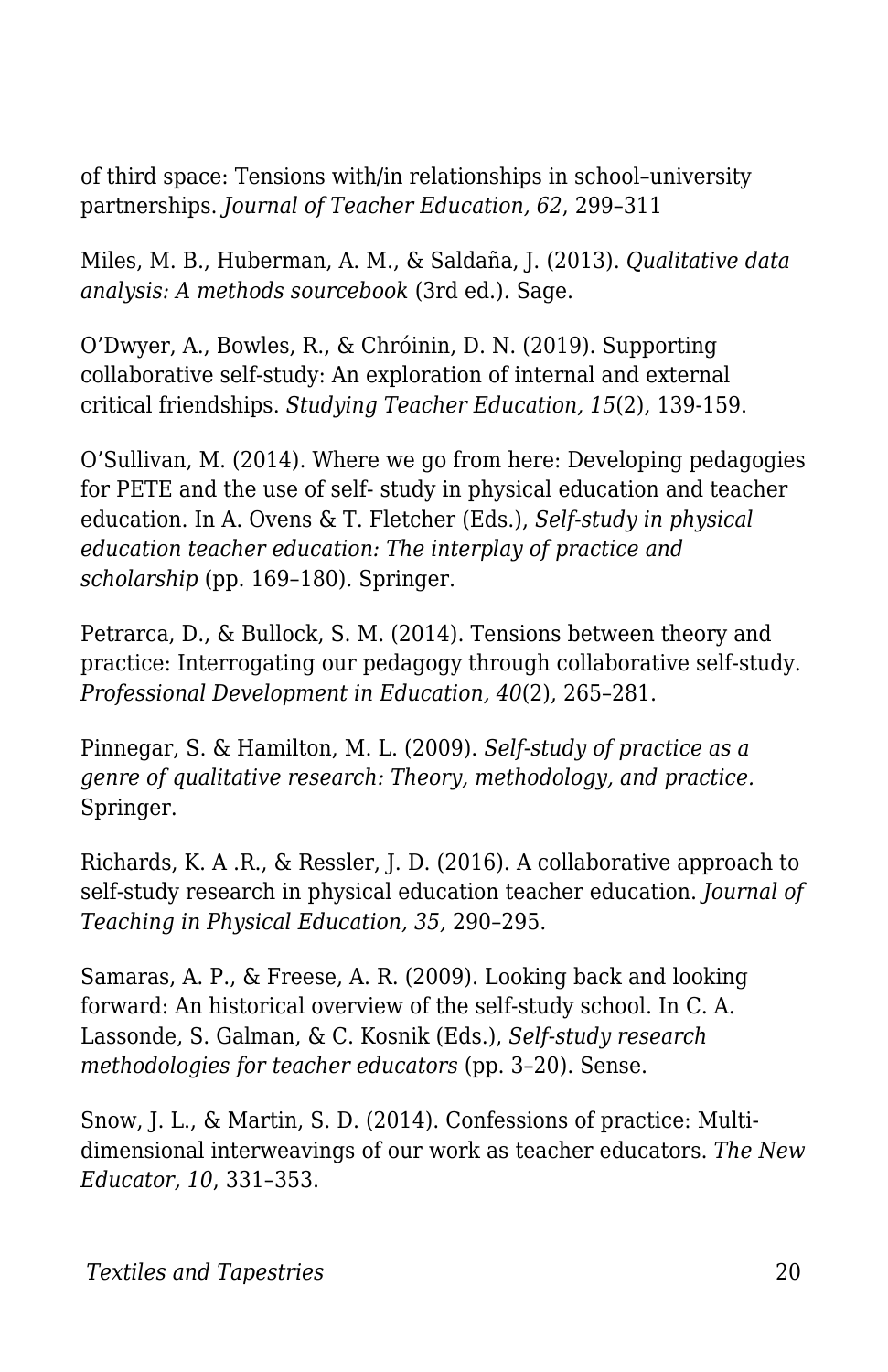of third space: Tensions with/in relationships in school–university partnerships. *Journal of Teacher Education, 62*, 299–311

Miles, M. B., Huberman, A. M., & Saldaña, J. (2013). *Qualitative data analysis: A methods sourcebook* (3rd ed.). Sage.

O'Dwyer, A., Bowles, R., & Chróinin, D. N. (2019). Supporting collaborative self-study: An exploration of internal and external critical friendships. *Studying Teacher Education, 15*(2), 139-159.

O'Sullivan, M. (2014). Where we go from here: Developing pedagogies for PETE and the use of self- study in physical education and teacher education. In A. Ovens & T. Fletcher (Eds.), *Self-study in physical education teacher education: The interplay of practice and scholarship* (pp. 169–180). Springer.

Petrarca, D., & Bullock, S. M. (2014). Tensions between theory and practice: Interrogating our pedagogy through collaborative self-study. *Professional Development in Education, 40*(2), 265–281.

Pinnegar, S. & Hamilton, M. L. (2009). *Self-study of practice as a genre of qualitative research: Theory, methodology, and practice.* Springer.

Richards, K. A .R., & Ressler, J. D. (2016). A collaborative approach to self-study research in physical education teacher education. *Journal of Teaching in Physical Education, 35,* 290–295.

Samaras, A. P., & Freese, A. R. (2009). Looking back and looking forward: An historical overview of the self-study school. In C. A. Lassonde, S. Galman, & C. Kosnik (Eds.), *Self-study research methodologies for teacher educators* (pp. 3–20). Sense.

Snow, J. L., & Martin, S. D. (2014). Confessions of practice: Multi-dimensional interweavings of our work as teacher educators. *The New Educator, 10*, 331–353.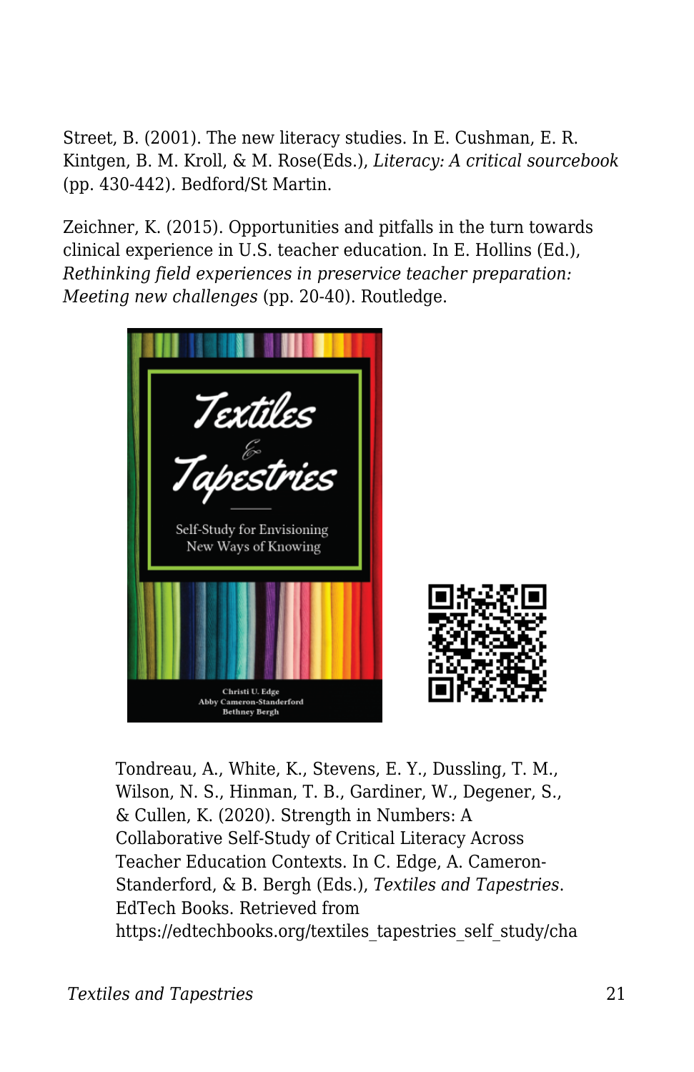Street, B. (2001). The new literacy studies. In E. Cushman, E. R. Kintgen, B. M. Kroll, & M. Rose(Eds.), *Literacy: A critical sourcebook* (pp. 430-442). Bedford/St Martin.

Zeichner, K. (2015). Opportunities and pitfalls in the turn towards clinical experience in U.S. teacher education. In E. Hollins (Ed.), *Rethinking field experiences in preservice teacher preparation: Meeting new challenges* (pp. 20-40). Routledge.

Tondreau, A., White, K., Stevens, E. Y., Dussling, T. M., Wilson, N. S., Hinman, T. B., Gardiner, W., Degener, S., & Cullen, K. (2020). Strength in Numbers: A Collaborative Self-Study of Critical Literacy Across Teacher Education Contexts. In C. Edge, A. Cameron-Standerford, & B. Bergh (Eds.), *Textiles and Tapestries*. EdTech Books. Retrieved from https://edtechbooks.org/textiles_tapestries_self_study/cha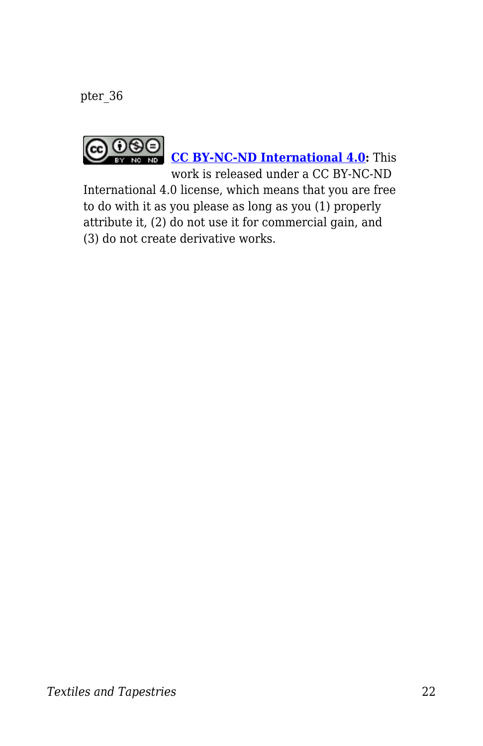pter_36

**CC BY-NC-ND International 4.0:** This work is released under a CC BY-NC-ND International 4.0 license, which means that you are free to do with it as you please as long as you (1) properly attribute it, (2) do not use it for commercial gain, and (3) do not create derivative works.